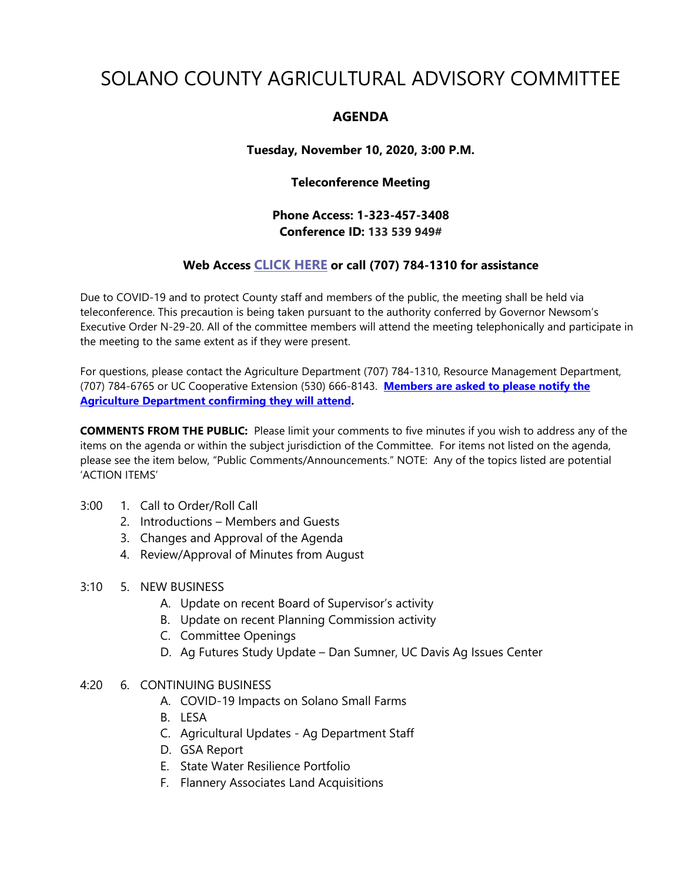# SOLANO COUNTY AGRICULTURAL ADVISORY COMMITTEE

## AGENDA

**Tuesday, November 10, 2020, 3:00 P.M.**

**Teleconference Meeting**

**Phone Access: 1-323-457-3408**
**Conference ID: 133 539 949#**

**Web Access CLICK HERE or call (707) 784-1310 for assistance**

Due to COVID-19 and to protect County staff and members of the public, the meeting shall be held via teleconference. This precaution is being taken pursuant to the authority conferred by Governor Newsom's Executive Order N-29-20. All of the committee members will attend the meeting telephonically and participate in the meeting to the same extent as if they were present.

For questions, please contact the Agriculture Department (707) 784-1310, Resource Management Department, (707) 784-6765 or UC Cooperative Extension (530) 666-8143. **Members are asked to please notify the Agriculture Department confirming they will attend.**

**COMMENTS FROM THE PUBLIC:** Please limit your comments to five minutes if you wish to address any of the items on the agenda or within the subject jurisdiction of the Committee. For items not listed on the agenda, please see the item below, "Public Comments/Announcements." NOTE: Any of the topics listed are potential 'ACTION ITEMS'

3:00
1. Call to Order/Roll Call
2. Introductions – Members and Guests
3. Changes and Approval of the Agenda
4. Review/Approval of Minutes from August

3:10
5. NEW BUSINESS
   - A. Update on recent Board of Supervisor's activity
   - B. Update on recent Planning Commission activity
   - C. Committee Openings
   - D. Ag Futures Study Update – Dan Sumner, UC Davis Ag Issues Center

4:20
6. CONTINUING BUSINESS
   - A. COVID-19 Impacts on Solano Small Farms
   - B. LESA
   - C. Agricultural Updates - Ag Department Staff
   - D. GSA Report
   - E. State Water Resilience Portfolio
   - F. Flannery Associates Land Acquisitions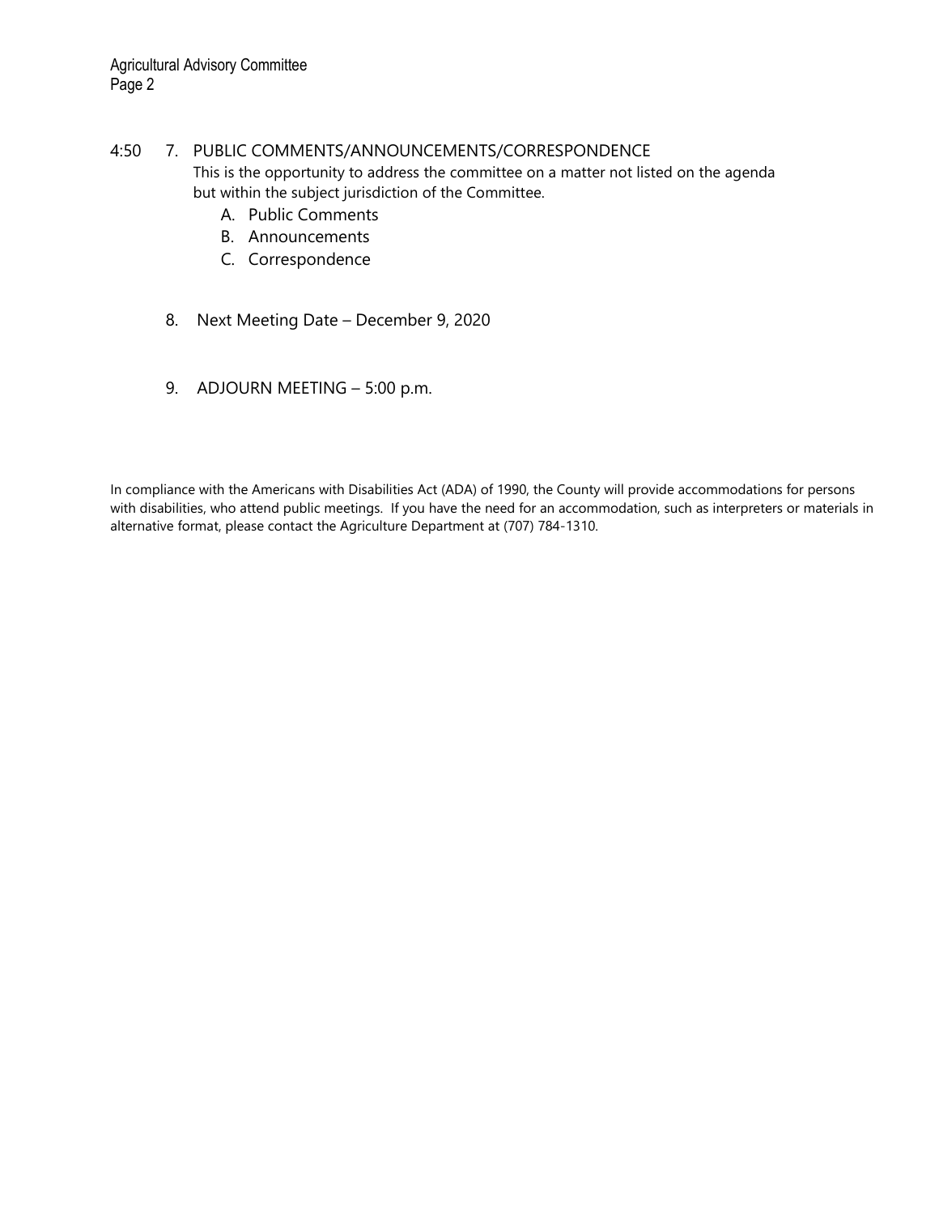4:50 7. PUBLIC COMMENTS/ANNOUNCEMENTS/CORRESPONDENCE

This is the opportunity to address the committee on a matter not listed on the agenda but within the subject jurisdiction of the Committee.

A. Public Comments
B. Announcements
C. Correspondence

8. Next Meeting Date – December 9, 2020

9. ADJOURN MEETING – 5:00 p.m.

In compliance with the Americans with Disabilities Act (ADA) of 1990, the County will provide accommodations for persons with disabilities, who attend public meetings. If you have the need for an accommodation, such as interpreters or materials in alternative format, please contact the Agriculture Department at (707) 784-1310.